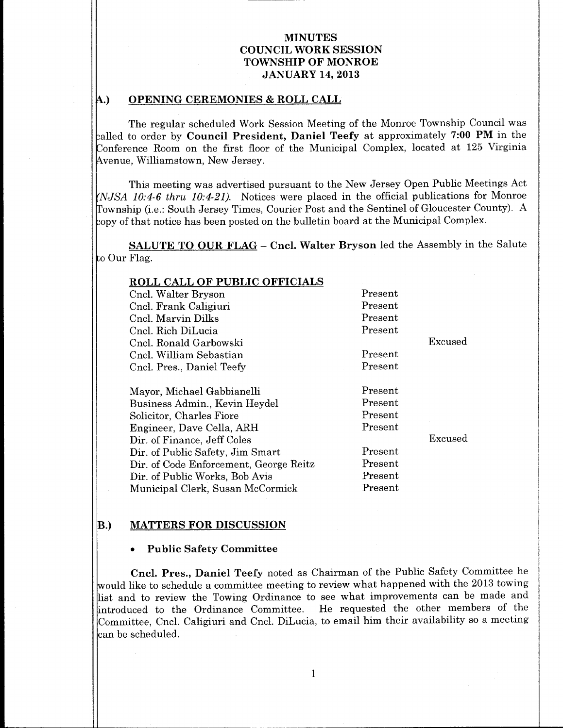# MINUTES
# COUNCIL WORK SESSION
# TOWNSHIP OF MONROE
# JANUARY 14, 2013

## A.) OPENING CEREMONIES & ROLL CALL

The regular scheduled Work Session Meeting of the Monroe Township Council was called to order by **Council President, Daniel Teefy** at approximately **7:00 PM** in the Conference Room on the first floor of the Municipal Complex, located at 125 Virginia Avenue, Williamstown, New Jersey.

This meeting was advertised pursuant to the New Jersey Open Public Meetings Act *(NJSA 10:4-6 thru 10:4-21)*. Notices were placed in the official publications for Monroe Township (i.e.: South Jersey Times, Courier Post and the Sentinel of Gloucester County). A copy of that notice has been posted on the bulletin board at the Municipal Complex.

**SALUTE TO OUR FLAG** – **Cncl. Walter Bryson** led the Assembly in the Salute to Our Flag.

**ROLL CALL OF PUBLIC OFFICIALS**

| | | |
|---|---|---|
| Cncl. Walter Bryson | Present | |
| Cncl. Frank Caligiuri | Present | |
| Cncl. Marvin Dilks | Present | |
| Cncl. Rich DiLucia | Present | |
| Cncl. Ronald Garbowski | | Excused |
| Cncl. William Sebastian | Present | |
| Cncl. Pres., Daniel Teefy | Present | |
| | | |
| Mayor, Michael Gabbianelli | Present | |
| Business Admin., Kevin Heydel | Present | |
| Solicitor, Charles Fiore | Present | |
| Engineer, Dave Cella, ARH | Present | |
| Dir. of Finance, Jeff Coles | | Excused |
| Dir. of Public Safety, Jim Smart | Present | |
| Dir. of Code Enforcement, George Reitz | Present | |
| Dir. of Public Works, Bob Avis | Present | |
| Municipal Clerk, Susan McCormick | Present | |

## B.) MATTERS FOR DISCUSSION

- **Public Safety Committee**

**Cncl. Pres., Daniel Teefy** noted as Chairman of the Public Safety Committee he would like to schedule a committee meeting to review what happened with the 2013 towing list and to review the Towing Ordinance to see what improvements can be made and introduced to the Ordinance Committee. He requested the other members of the Committee, Cncl. Caligiuri and Cncl. DiLucia, to email him their availability so a meeting can be scheduled.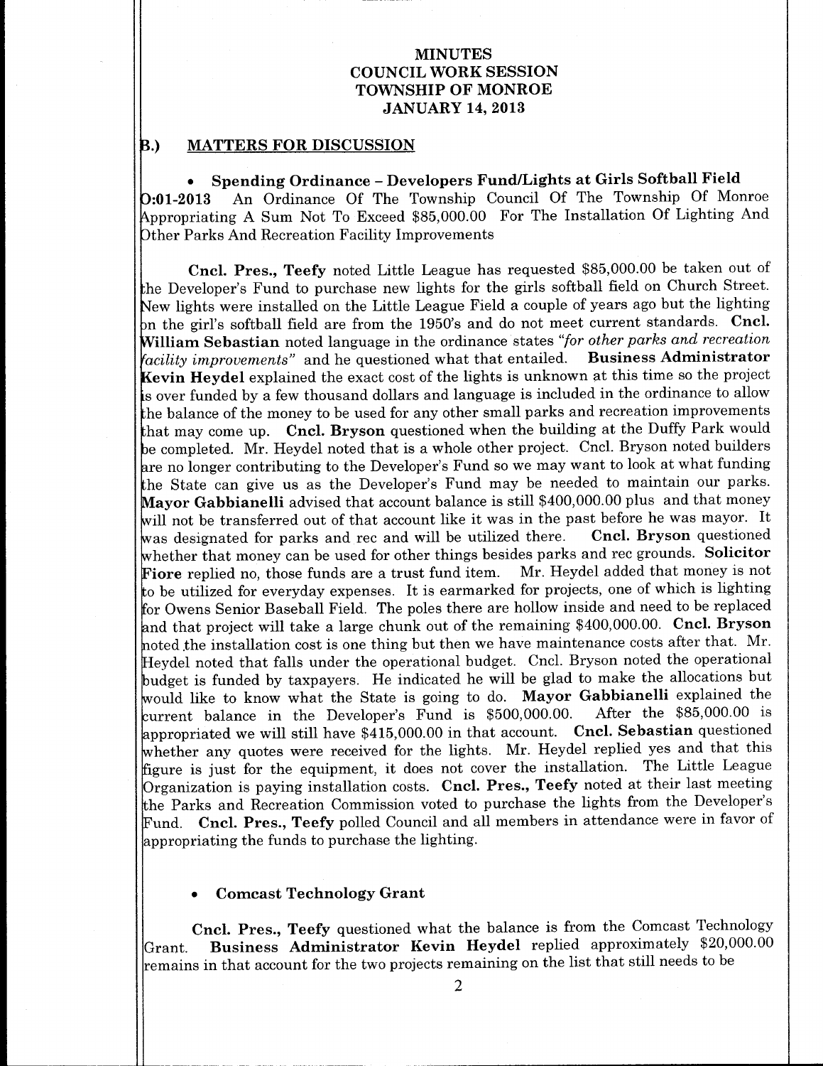# MINUTES
# COUNCIL WORK SESSION
# TOWNSHIP OF MONROE
# JANUARY 14, 2013

## B.) MATTERS FOR DISCUSSION

- **Spending Ordinance – Developers Fund/Lights at Girls Softball Field**

**O:01-2013** An Ordinance Of The Township Council Of The Township Of Monroe Appropriating A Sum Not To Exceed $85,000.00 For The Installation Of Lighting And Other Parks And Recreation Facility Improvements

**Cncl. Pres., Teefy** noted Little League has requested $85,000.00 be taken out of the Developer's Fund to purchase new lights for the girls softball field on Church Street. New lights were installed on the Little League Field a couple of years ago but the lighting on the girl's softball field are from the 1950's and do not meet current standards. **Cncl. William Sebastian** noted language in the ordinance states *"for other parks and recreation facility improvements"* and he questioned what that entailed. **Business Administrator Kevin Heydel** explained the exact cost of the lights is unknown at this time so the project is over funded by a few thousand dollars and language is included in the ordinance to allow the balance of the money to be used for any other small parks and recreation improvements that may come up. **Cncl. Bryson** questioned when the building at the Duffy Park would be completed. Mr. Heydel noted that is a whole other project. Cncl. Bryson noted builders are no longer contributing to the Developer's Fund so we may want to look at what funding the State can give us as the Developer's Fund may be needed to maintain our parks. **Mayor Gabbianelli** advised that account balance is still $400,000.00 plus and that money will not be transferred out of that account like it was in the past before he was mayor. It was designated for parks and rec and will be utilized there. **Cncl. Bryson** questioned whether that money can be used for other things besides parks and rec grounds. **Solicitor Fiore** replied no, those funds are a trust fund item. Mr. Heydel added that money is not to be utilized for everyday expenses. It is earmarked for projects, one of which is lighting for Owens Senior Baseball Field. The poles there are hollow inside and need to be replaced and that project will take a large chunk out of the remaining $400,000.00. **Cncl. Bryson** noted the installation cost is one thing but then we have maintenance costs after that. Mr. Heydel noted that falls under the operational budget. Cncl. Bryson noted the operational budget is funded by taxpayers. He indicated he will be glad to make the allocations but would like to know what the State is going to do. **Mayor Gabbianelli** explained the current balance in the Developer's Fund is $500,000.00. After the $85,000.00 is appropriated we will still have $415,000.00 in that account. **Cncl. Sebastian** questioned whether any quotes were received for the lights. Mr. Heydel replied yes and that this figure is just for the equipment, it does not cover the installation. The Little League Organization is paying installation costs. **Cncl. Pres., Teefy** noted at their last meeting the Parks and Recreation Commission voted to purchase the lights from the Developer's Fund. **Cncl. Pres., Teefy** polled Council and all members in attendance were in favor of appropriating the funds to purchase the lighting.

- **Comcast Technology Grant**

**Cncl. Pres., Teefy** questioned what the balance is from the Comcast Technology Grant. **Business Administrator Kevin Heydel** replied approximately $20,000.00 remains in that account for the two projects remaining on the list that still needs to be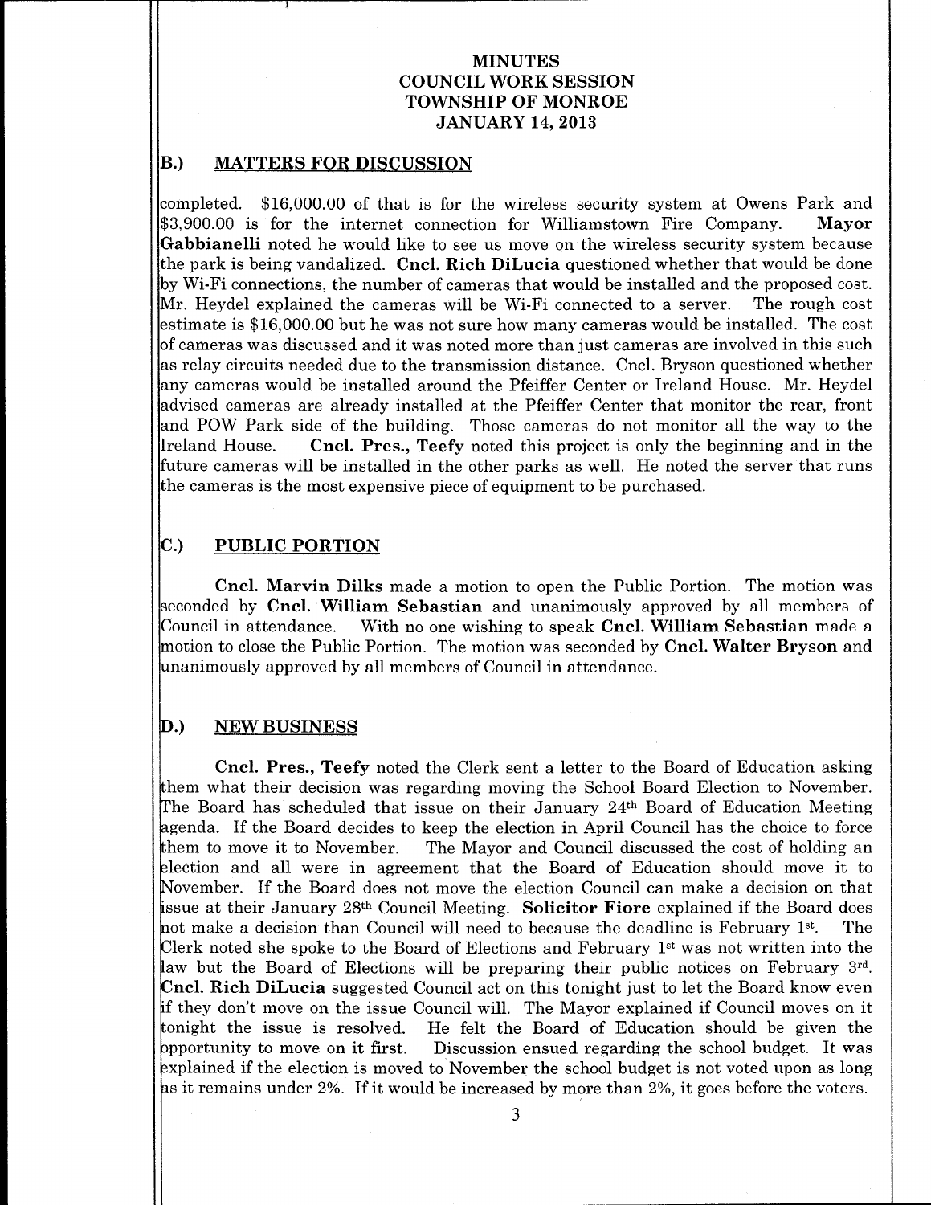# MINUTES
# COUNCIL WORK SESSION
# TOWNSHIP OF MONROE
# JANUARY 14, 2013

## B.) MATTERS FOR DISCUSSION

completed. $16,000.00 of that is for the wireless security system at Owens Park and $3,900.00 is for the internet connection for Williamstown Fire Company. **Mayor Gabbianelli** noted he would like to see us move on the wireless security system because the park is being vandalized. **Cncl. Rich DiLucia** questioned whether that would be done by Wi-Fi connections, the number of cameras that would be installed and the proposed cost. Mr. Heydel explained the cameras will be Wi-Fi connected to a server. The rough cost estimate is $16,000.00 but he was not sure how many cameras would be installed. The cost of cameras was discussed and it was noted more than just cameras are involved in this such as relay circuits needed due to the transmission distance. Cncl. Bryson questioned whether any cameras would be installed around the Pfeiffer Center or Ireland House. Mr. Heydel advised cameras are already installed at the Pfeiffer Center that monitor the rear, front and POW Park side of the building. Those cameras do not monitor all the way to the Ireland House. **Cncl. Pres., Teefy** noted this project is only the beginning and in the future cameras will be installed in the other parks as well. He noted the server that runs the cameras is the most expensive piece of equipment to be purchased.

## C.) PUBLIC PORTION

**Cncl. Marvin Dilks** made a motion to open the Public Portion. The motion was seconded by **Cncl. William Sebastian** and unanimously approved by all members of Council in attendance. With no one wishing to speak **Cncl. William Sebastian** made a motion to close the Public Portion. The motion was seconded by **Cncl. Walter Bryson** and unanimously approved by all members of Council in attendance.

## D.) NEW BUSINESS

**Cncl. Pres., Teefy** noted the Clerk sent a letter to the Board of Education asking them what their decision was regarding moving the School Board Election to November. The Board has scheduled that issue on their January 24th Board of Education Meeting agenda. If the Board decides to keep the election in April Council has the choice to force them to move it to November. The Mayor and Council discussed the cost of holding an election and all were in agreement that the Board of Education should move it to November. If the Board does not move the election Council can make a decision on that issue at their January 28th Council Meeting. **Solicitor Fiore** explained if the Board does not make a decision than Council will need to because the deadline is February 1st. The Clerk noted she spoke to the Board of Elections and February 1st was not written into the law but the Board of Elections will be preparing their public notices on February 3rd. **Cncl. Rich DiLucia** suggested Council act on this tonight just to let the Board know even if they don't move on the issue Council will. The Mayor explained if Council moves on it tonight the issue is resolved. He felt the Board of Education should be given the opportunity to move on it first. Discussion ensued regarding the school budget. It was explained if the election is moved to November the school budget is not voted upon as long as it remains under 2%. If it would be increased by more than 2%, it goes before the voters.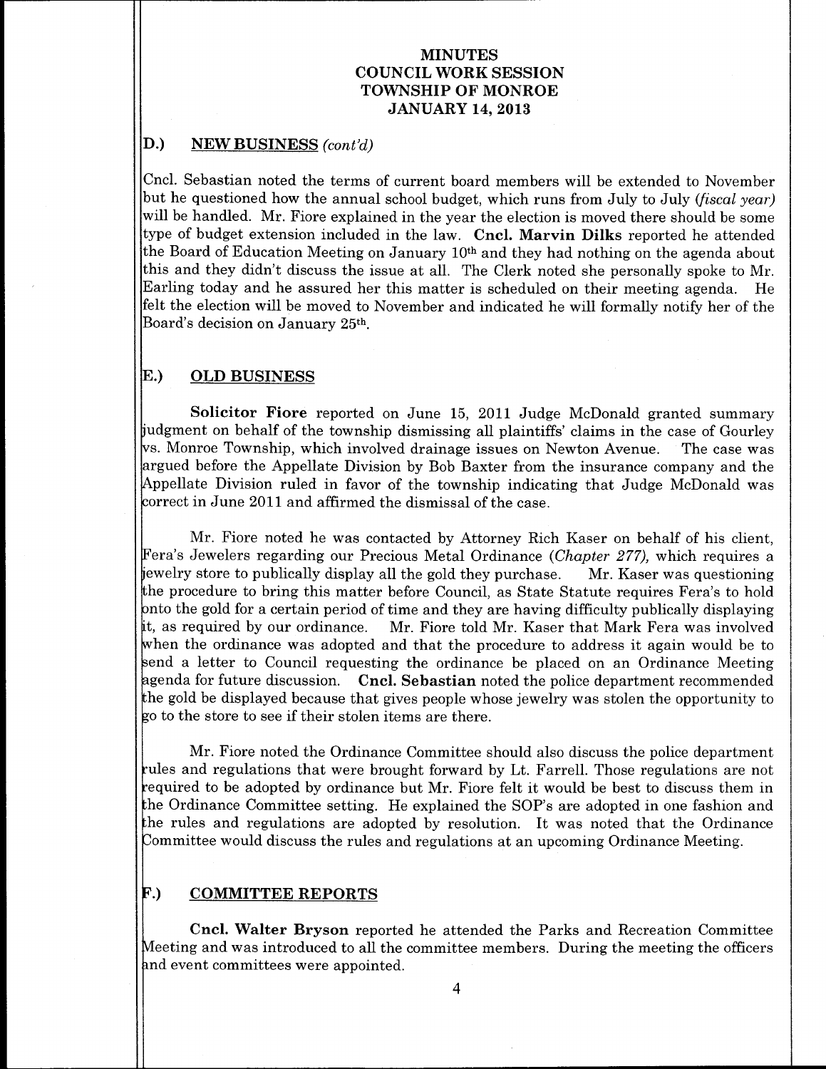MINUTES
COUNCIL WORK SESSION
TOWNSHIP OF MONROE
JANUARY 14, 2013

## D.) NEW BUSINESS *(cont'd)*

Cncl. Sebastian noted the terms of current board members will be extended to November but he questioned how the annual school budget, which runs from July to July *(fiscal year)* will be handled. Mr. Fiore explained in the year the election is moved there should be some type of budget extension included in the law. **Cncl. Marvin Dilks** reported he attended the Board of Education Meeting on January 10th and they had nothing on the agenda about this and they didn't discuss the issue at all. The Clerk noted she personally spoke to Mr. Earling today and he assured her this matter is scheduled on their meeting agenda. He felt the election will be moved to November and indicated he will formally notify her of the Board's decision on January 25th.

## E.) OLD BUSINESS

**Solicitor Fiore** reported on June 15, 2011 Judge McDonald granted summary judgment on behalf of the township dismissing all plaintiffs' claims in the case of Gourley vs. Monroe Township, which involved drainage issues on Newton Avenue. The case was argued before the Appellate Division by Bob Baxter from the insurance company and the Appellate Division ruled in favor of the township indicating that Judge McDonald was correct in June 2011 and affirmed the dismissal of the case.

Mr. Fiore noted he was contacted by Attorney Rich Kaser on behalf of his client, Fera's Jewelers regarding our Precious Metal Ordinance *(Chapter 277),* which requires a jewelry store to publically display all the gold they purchase. Mr. Kaser was questioning the procedure to bring this matter before Council, as State Statute requires Fera's to hold onto the gold for a certain period of time and they are having difficulty publically displaying it, as required by our ordinance. Mr. Fiore told Mr. Kaser that Mark Fera was involved when the ordinance was adopted and that the procedure to address it again would be to send a letter to Council requesting the ordinance be placed on an Ordinance Meeting agenda for future discussion. **Cncl. Sebastian** noted the police department recommended the gold be displayed because that gives people whose jewelry was stolen the opportunity to go to the store to see if their stolen items are there.

Mr. Fiore noted the Ordinance Committee should also discuss the police department rules and regulations that were brought forward by Lt. Farrell. Those regulations are not required to be adopted by ordinance but Mr. Fiore felt it would be best to discuss them in the Ordinance Committee setting. He explained the SOP's are adopted in one fashion and the rules and regulations are adopted by resolution. It was noted that the Ordinance Committee would discuss the rules and regulations at an upcoming Ordinance Meeting.

## F.) COMMITTEE REPORTS

**Cncl. Walter Bryson** reported he attended the Parks and Recreation Committee Meeting and was introduced to all the committee members. During the meeting the officers and event committees were appointed.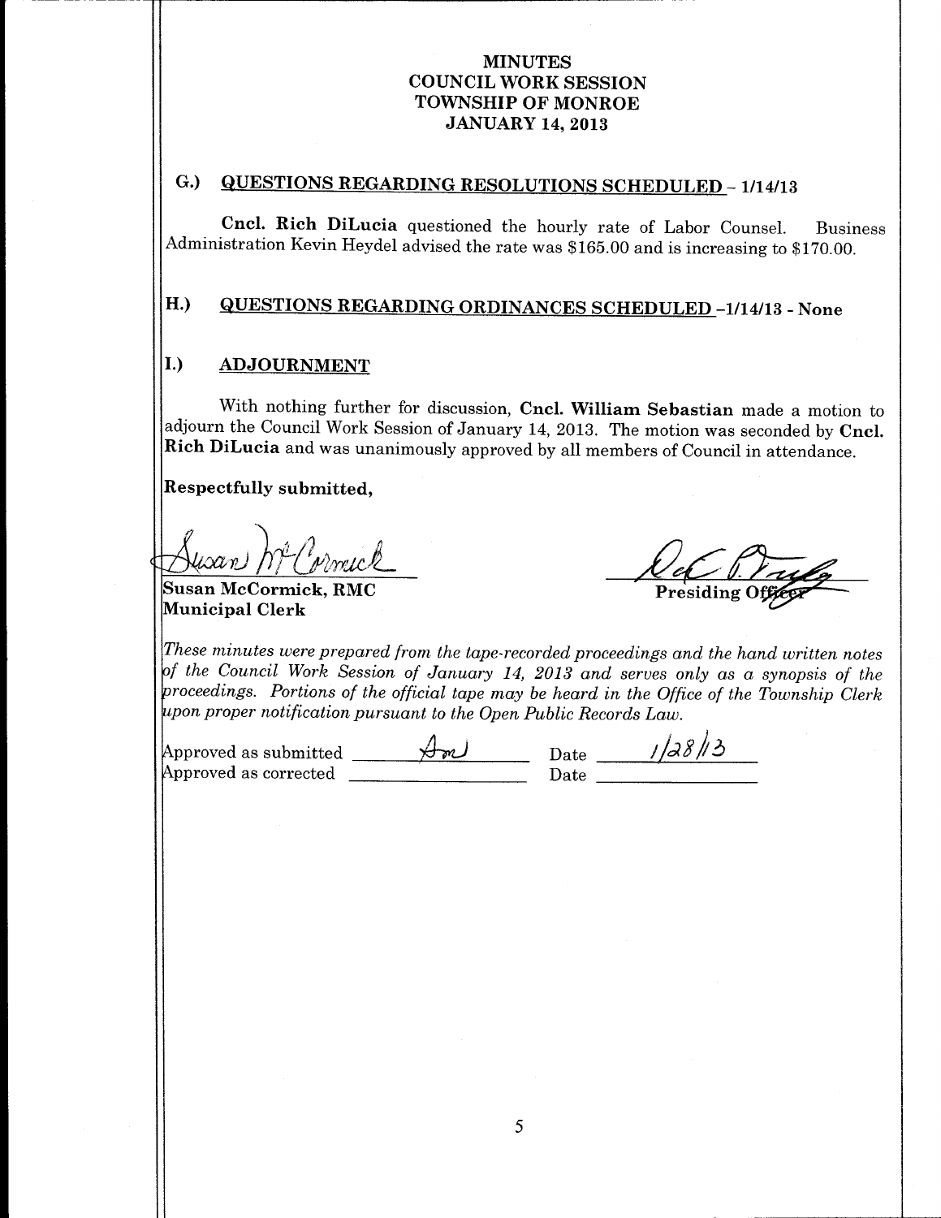# MINUTES
# COUNCIL WORK SESSION
# TOWNSHIP OF MONROE
# JANUARY 14, 2013

## G.) QUESTIONS REGARDING RESOLUTIONS SCHEDULED – 1/14/13

**Cncl. Rich DiLucia** questioned the hourly rate of Labor Counsel. Business Administration Kevin Heydel advised the rate was $165.00 and is increasing to $170.00.

## H.) QUESTIONS REGARDING ORDINANCES SCHEDULED – 1/14/13 - None

## I.) ADJOURNMENT

With nothing further for discussion, **Cncl. William Sebastian** made a motion to adjourn the Council Work Session of January 14, 2013. The motion was seconded by **Cncl. Rich DiLucia** and was unanimously approved by all members of Council in attendance.

**Respectfully submitted,**

Susan McCormick

**Susan McCormick, RMC**
**Municipal Clerk**

**Presiding Officer**

*These minutes were prepared from the tape-recorded proceedings and the hand written notes of the Council Work Session of January 14, 2013 and serves only as a synopsis of the proceedings. Portions of the official tape may be heard in the Office of the Township Clerk upon proper notification pursuant to the Open Public Records Law.*

Approved as submitted ___SM___ Date ___1/28/13___
Approved as corrected ____________ Date ____________